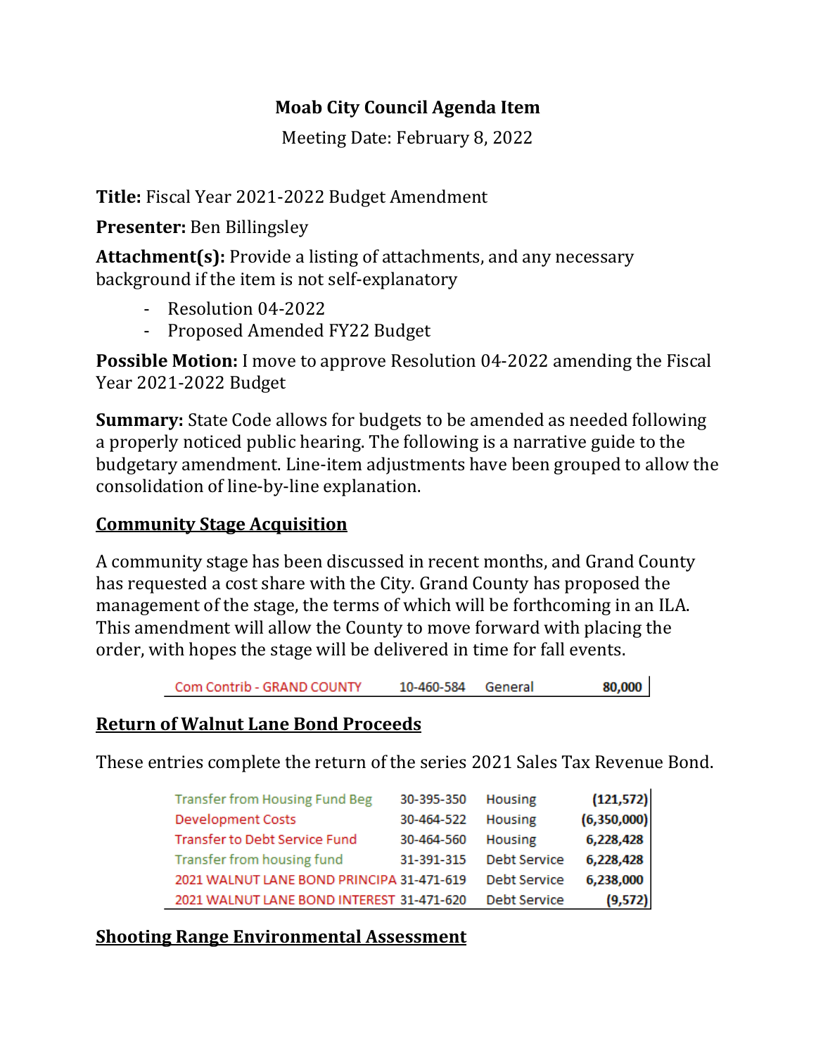**Moab City Council Agenda Item**

Meeting Date: February 8, 2022

**Title:** Fiscal Year 2021-2022 Budget Amendment

**Presenter:** Ben Billingsley

**Attachment(s):** Provide a listing of attachments, and any necessary background if the item is not self-explanatory

- Resolution 04-2022
- Proposed Amended FY22 Budget

**Possible Motion:** I move to approve Resolution 04-2022 amending the Fiscal Year 2021-2022 Budget

**Summary:** State Code allows for budgets to be amended as needed following a properly noticed public hearing. The following is a narrative guide to the budgetary amendment. Line-item adjustments have been grouped to allow the consolidation of line-by-line explanation.

## Community Stage Acquisition

A community stage has been discussed in recent months, and Grand County has requested a cost share with the City. Grand County has proposed the management of the stage, the terms of which will be forthcoming in an ILA. This amendment will allow the County to move forward with placing the order, with hopes the stage will be delivered in time for fall events.

| | | | |
|---|---|---|---|
| Com Contrib - GRAND COUNTY | 10-460-584 | General | **80,000** |

## Return of Walnut Lane Bond Proceeds

These entries complete the return of the series 2021 Sales Tax Revenue Bond.

| | | | |
|---|---|---|---|
| Transfer from Housing Fund Beg | 30-395-350 | Housing | **(121,572)** |
| Development Costs | 30-464-522 | Housing | **(6,350,000)** |
| Transfer to Debt Service Fund | 30-464-560 | Housing | **6,228,428** |
| Transfer from housing fund | 31-391-315 | Debt Service | **6,228,428** |
| 2021 WALNUT LANE BOND PRINCIPA | 31-471-619 | Debt Service | **6,238,000** |
| 2021 WALNUT LANE BOND INTEREST | 31-471-620 | Debt Service | **(9,572)** |

## Shooting Range Environmental Assessment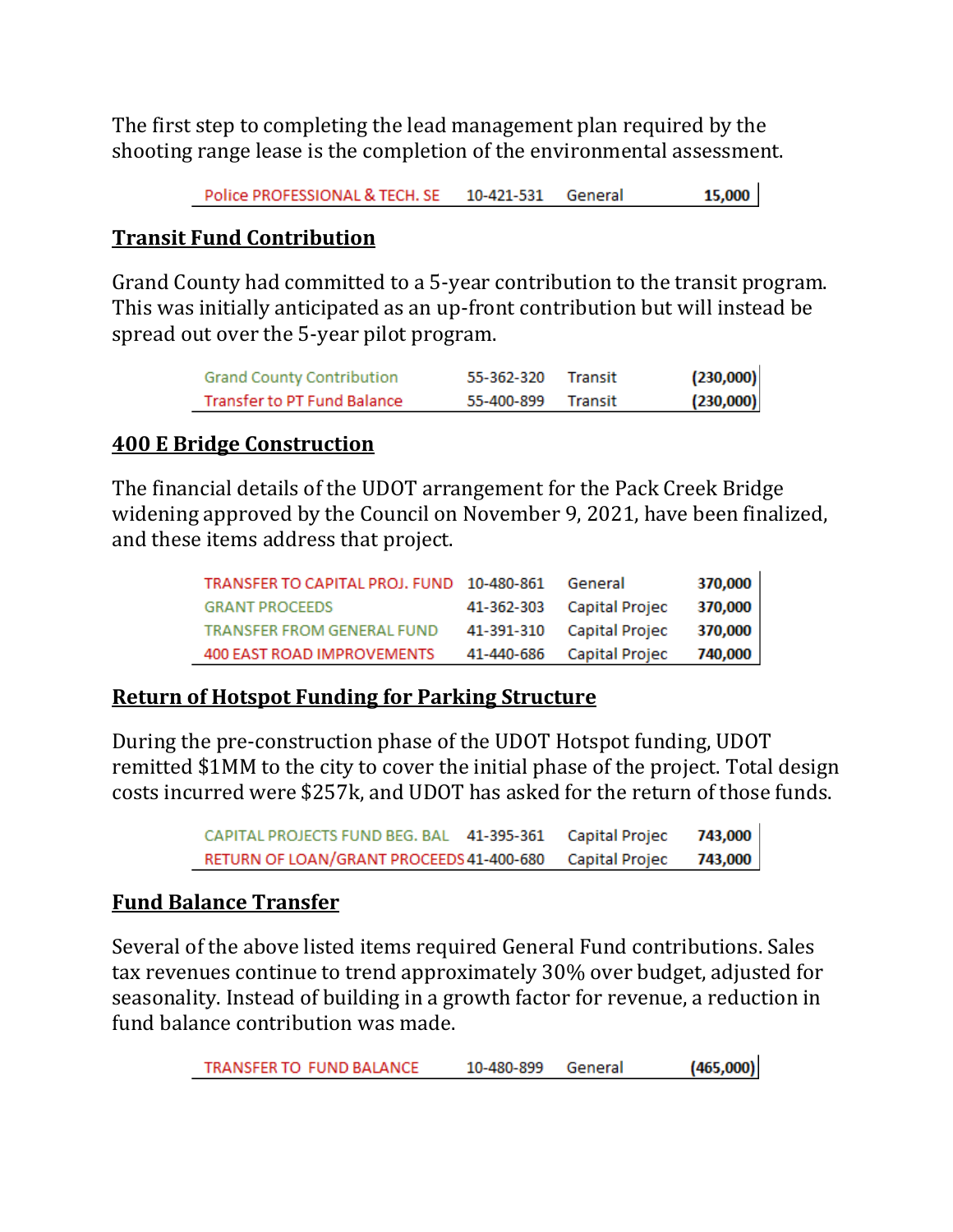The first step to completing the lead management plan required by the shooting range lease is the completion of the environmental assessment.

| | | | |
|---|---|---|---|
| Police PROFESSIONAL & TECH. SE | 10-421-531 | General | 15,000 |

## Transit Fund Contribution

Grand County had committed to a 5-year contribution to the transit program. This was initially anticipated as an up-front contribution but will instead be spread out over the 5-year pilot program.

| | | | |
|---|---|---|---|
| Grand County Contribution | 55-362-320 | Transit | (230,000) |
| Transfer to PT Fund Balance | 55-400-899 | Transit | (230,000) |

## 400 E Bridge Construction

The financial details of the UDOT arrangement for the Pack Creek Bridge widening approved by the Council on November 9, 2021, have been finalized, and these items address that project.

| | | | |
|---|---|---|---|
| TRANSFER TO CAPITAL PROJ. FUND | 10-480-861 | General | 370,000 |
| GRANT PROCEEDS | 41-362-303 | Capital Projec | 370,000 |
| TRANSFER FROM GENERAL FUND | 41-391-310 | Capital Projec | 370,000 |
| 400 EAST ROAD IMPROVEMENTS | 41-440-686 | Capital Projec | 740,000 |

## Return of Hotspot Funding for Parking Structure

During the pre-construction phase of the UDOT Hotspot funding, UDOT remitted $1MM to the city to cover the initial phase of the project. Total design costs incurred were $257k, and UDOT has asked for the return of those funds.

| | | | |
|---|---|---|---|
| CAPITAL PROJECTS FUND BEG. BAL | 41-395-361 | Capital Projec | 743,000 |
| RETURN OF LOAN/GRANT PROCEEDS | 41-400-680 | Capital Projec | 743,000 |

## Fund Balance Transfer

Several of the above listed items required General Fund contributions. Sales tax revenues continue to trend approximately 30% over budget, adjusted for seasonality. Instead of building in a growth factor for revenue, a reduction in fund balance contribution was made.

| | | | |
|---|---|---|---|
| TRANSFER TO FUND BALANCE | 10-480-899 | General | (465,000) |